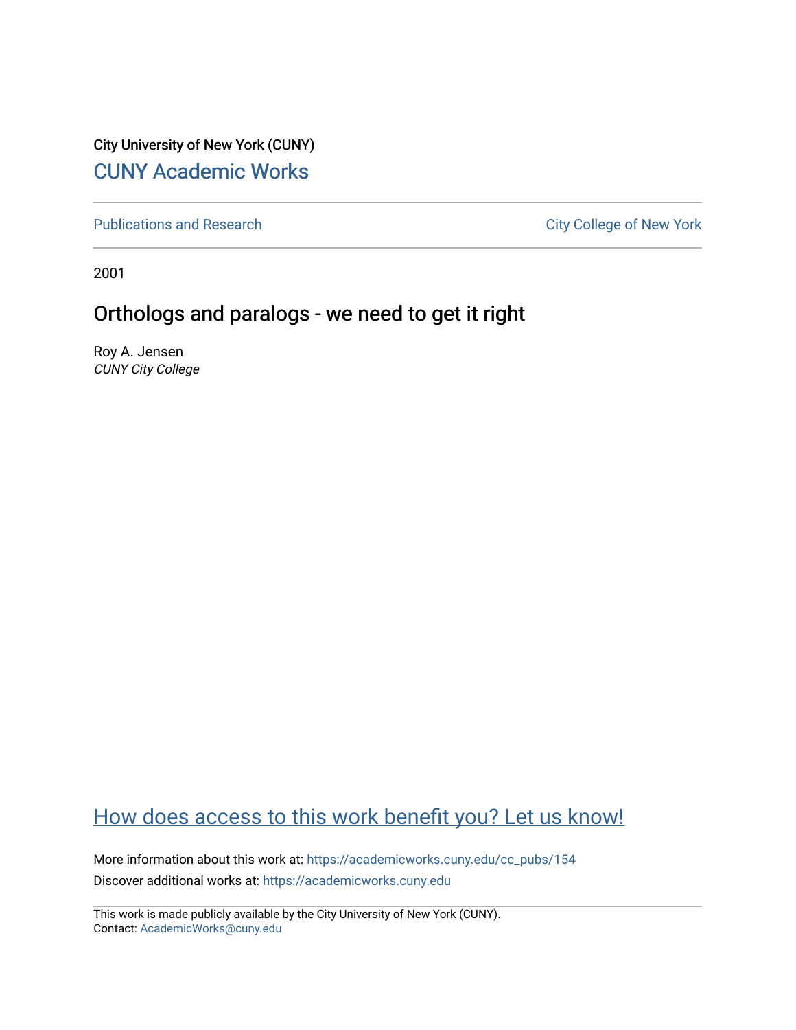City University of New York (CUNY)

# CUNY Academic Works

Publications and Research

City College of New York

2001

## Orthologs and paralogs - we need to get it right

Roy A. Jensen
*CUNY City College*

How does access to this work benefit you? Let us know!

More information about this work at: https://academicworks.cuny.edu/cc_pubs/154
Discover additional works at: https://academicworks.cuny.edu

This work is made publicly available by the City University of New York (CUNY).
Contact: AcademicWorks@cuny.edu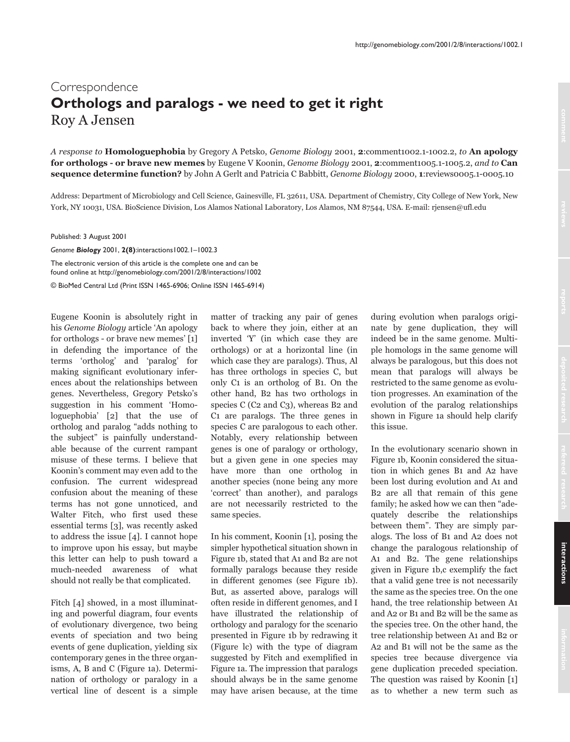Correspondence

# Orthologs and paralogs - we need to get it right

Roy A Jensen

*A response to* **Homologuephobia** by Gregory A Petsko, *Genome Biology* 2001, **2**:comment1002.1-1002.2, *to* **An apology for orthologs - or brave new memes** by Eugene V Koonin, *Genome Biology* 2001, **2**:comment1005.1-1005.2, *and to* **Can sequence determine function?** by John A Gerlt and Patricia C Babbitt, *Genome Biology* 2000, **1**:reviews0005.1-0005.10

Address: Department of Microbiology and Cell Science, Gainesville, FL 32611, USA. Department of Chemistry, City College of New York, New York, NY 10031, USA. BioScience Division, Los Alamos National Laboratory, Los Alamos, NM 87544, USA. E-mail: rjensen@ufl.edu

Published: 3 August 2001

*Genome Biology* 2001, **2(8)**:interactions1002.1–1002.3

The electronic version of this article is the complete one and can be found online at http://genomebiology.com/2001/2/8/interactions/1002

© BioMed Central Ltd (Print ISSN 1465-6906; Online ISSN 1465-6914)

Eugene Koonin is absolutely right in his *Genome Biology* article 'An apology for orthologs - or brave new memes' [1] in defending the importance of the terms 'ortholog' and 'paralog' for making significant evolutionary inferences about the relationships between genes. Nevertheless, Gregory Petsko's suggestion in his comment 'Homologuephobia' [2] that the use of ortholog and paralog "adds nothing to the subject" is painfully understandable because of the current rampant misuse of these terms. I believe that Koonin's comment may even add to the confusion. The current widespread confusion about the meaning of these terms has not gone unnoticed, and Walter Fitch, who first used these essential terms [3], was recently asked to address the issue [4]. I cannot hope to improve upon his essay, but maybe this letter can help to push toward a much-needed awareness of what should not really be that complicated.

Fitch [4] showed, in a most illuminating and powerful diagram, four events of evolutionary divergence, two being events of speciation and two being events of gene duplication, yielding six contemporary genes in the three organisms, A, B and C (Figure 1a). Determination of orthology or paralogy in a vertical line of descent is a simple matter of tracking any pair of genes back to where they join, either at an inverted 'Y' (in which case they are orthologs) or at a horizontal line (in which case they are paralogs). Thus, Al has three orthologs in species C, but only C1 is an ortholog of B1. On the other hand, B2 has two orthologs in species C (C2 and C3), whereas B2 and C1 are paralogs. The three genes in species C are paralogous to each other. Notably, every relationship between genes is one of paralogy or orthology, but a given gene in one species may have more than one ortholog in another species (none being any more 'correct' than another), and paralogs are not necessarily restricted to the same species.

In his comment, Koonin [1], posing the simpler hypothetical situation shown in Figure 1b, stated that A1 and B2 are not formally paralogs because they reside in different genomes (see Figure 1b). But, as asserted above, paralogs will often reside in different genomes, and I have illustrated the relationship of orthology and paralogy for the scenario presented in Figure 1b by redrawing it (Figure lc) with the type of diagram suggested by Fitch and exemplified in Figure 1a. The impression that paralogs should always be in the same genome may have arisen because, at the time during evolution when paralogs originate by gene duplication, they will indeed be in the same genome. Multiple homologs in the same genome will always be paralogous, but this does not mean that paralogs will always be restricted to the same genome as evolution progresses. An examination of the evolution of the paralog relationships shown in Figure 1a should help clarify this issue.

In the evolutionary scenario shown in Figure 1b, Koonin considered the situation in which genes B1 and A2 have been lost during evolution and A1 and B2 are all that remain of this gene family; he asked how we can then "adequately describe the relationships between them". They are simply paralogs. The loss of B1 and A2 does not change the paralogous relationship of A1 and B2. The gene relationships given in Figure 1b,c exemplify the fact that a valid gene tree is not necessarily the same as the species tree. On the one hand, the tree relationship between A1 and A2 or B1 and B2 will be the same as the species tree. On the other hand, the tree relationship between A1 and B2 or A2 and B1 will not be the same as the species tree because divergence via gene duplication preceded speciation. The question was raised by Koonin [1] as to whether a new term such as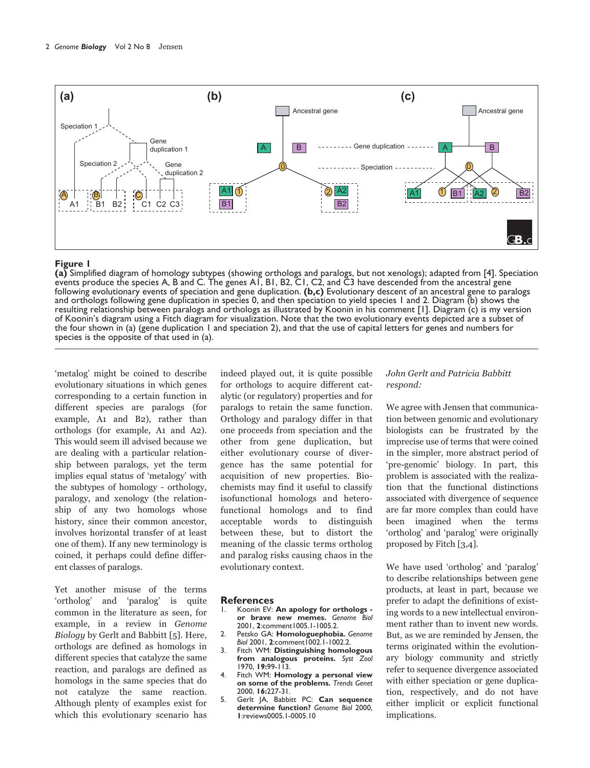**Figure 1**
**(a)** Simplified diagram of homology subtypes (showing orthologs and paralogs, but not xenologs); adapted from [4]. Speciation events produce the species A, B and C. The genes A1, B1, B2, C1, C2, and C3 have descended from the ancestral gene following evolutionary events of speciation and gene duplication. **(b,c)** Evolutionary descent of an ancestral gene to paralogs and orthologs following gene duplication in species 0, and then speciation to yield species 1 and 2. Diagram (b) shows the resulting relationship between paralogs and orthologs as illustrated by Koonin in his comment [1]. Diagram (c) is my version of Koonin's diagram using a Fitch diagram for visualization. Note that the two evolutionary events depicted are a subset of the four shown in (a) (gene duplication 1 and speciation 2), and that the use of capital letters for genes and numbers for species is the opposite of that used in (a).

'metalog' might be coined to describe evolutionary situations in which genes corresponding to a certain function in different species are paralogs (for example, A1 and B2), rather than orthologs (for example, A1 and A2). This would seem ill advised because we are dealing with a particular relationship between paralogs, yet the term implies equal status of 'metalogy' with the subtypes of homology - orthology, paralogy, and xenology (the relationship of any two homologs whose history, since their common ancestor, involves horizontal transfer of at least one of them). If any new terminology is coined, it perhaps could define different classes of paralogs.

Yet another misuse of the terms 'ortholog' and 'paralog' is quite common in the literature as seen, for example, in a review in *Genome Biology* by Gerlt and Babbitt [5]. Here, orthologs are defined as homologs in different species that catalyze the same reaction, and paralogs are defined as homologs in the same species that do not catalyze the same reaction. Although plenty of examples exist for which this evolutionary scenario has indeed played out, it is quite possible for orthologs to acquire different catalytic (or regulatory) properties and for paralogs to retain the same function. Orthology and paralogy differ in that one proceeds from speciation and the other from gene duplication, but either evolutionary course of divergence has the same potential for acquisition of new properties. Biochemists may find it useful to classify isofunctional homologs and heterofunctional homologs and to find acceptable words to distinguish between these, but to distort the meaning of the classic terms ortholog and paralog risks causing chaos in the evolutionary context.

## References

1. Koonin EV: **An apology for orthologs - or brave new memes.** *Genome Biol* 2001, **2**:comment1005.1-1005.2.
2. Petsko GA: **Homologuephobia.** *Genome Biol* 2001, **2**:comment1002.1-1002.2.
3. Fitch WM: **Distinguishing homologous from analogous proteins.** *Syst Zool* 1970, **19:**99-113.
4. Fitch WM: **Homology a personal view on some of the problems.** *Trends Genet* 2000, **16:**227-31.
5. Gerlt JA, Babbitt PC: **Can sequence determine function?** *Genome Biol* 2000, **1**:reviews0005.1-0005.10

*John Gerlt and Patricia Babbitt respond:*

We agree with Jensen that communication between genomic and evolutionary biologists can be frustrated by the imprecise use of terms that were coined in the simpler, more abstract period of 'pre-genomic' biology. In part, this problem is associated with the realization that the functional distinctions associated with divergence of sequence are far more complex than could have been imagined when the terms 'ortholog' and 'paralog' were originally proposed by Fitch [3,4].

We have used 'ortholog' and 'paralog' to describe relationships between gene products, at least in part, because we prefer to adapt the definitions of existing words to a new intellectual environment rather than to invent new words. But, as we are reminded by Jensen, the terms originated within the evolutionary biology community and strictly refer to sequence divergence associated with either speciation or gene duplication, respectively, and do not have either implicit or explicit functional implications.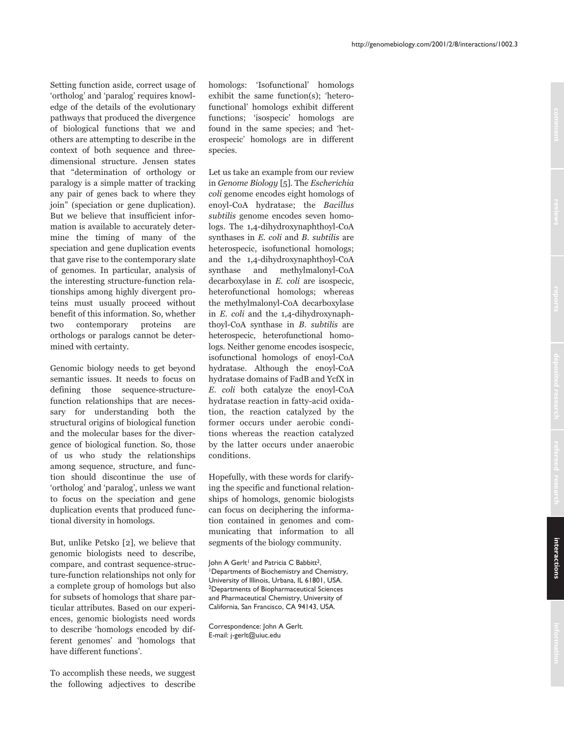Setting function aside, correct usage of 'ortholog' and 'paralog' requires knowledge of the details of the evolutionary pathways that produced the divergence of biological functions that we and others are attempting to describe in the context of both sequence and three-dimensional structure. Jensen states that "determination of orthology or paralogy is a simple matter of tracking any pair of genes back to where they join" (speciation or gene duplication). But we believe that insufficient information is available to accurately determine the timing of many of the speciation and gene duplication events that gave rise to the contemporary slate of genomes. In particular, analysis of the interesting structure-function relationships among highly divergent proteins must usually proceed without benefit of this information. So, whether two contemporary proteins are orthologs or paralogs cannot be determined with certainty.

Genomic biology needs to get beyond semantic issues. It needs to focus on defining those sequence-structure-function relationships that are necessary for understanding both the structural origins of biological function and the molecular bases for the divergence of biological function. So, those of us who study the relationships among sequence, structure, and function should discontinue the use of 'ortholog' and 'paralog', unless we want to focus on the speciation and gene duplication events that produced functional diversity in homologs.

But, unlike Petsko [2], we believe that genomic biologists need to describe, compare, and contrast sequence-structure-function relationships not only for a complete group of homologs but also for subsets of homologs that share particular attributes. Based on our experiences, genomic biologists need words to describe 'homologs encoded by different genomes' and 'homologs that have different functions'.

To accomplish these needs, we suggest the following adjectives to describe homologs: 'Isofunctional' homologs exhibit the same function(s); 'heterofunctional' homologs exhibit different functions; 'isospecic' homologs are found in the same species; and 'heterospecic' homologs are in different species.

Let us take an example from our review in *Genome Biology* [5]. The *Escherichia coli* genome encodes eight homologs of enoyl-CoA hydratase; the *Bacillus subtilis* genome encodes seven homologs. The 1,4-dihydroxynaphthoyl-CoA synthases in *E. coli* and *B. subtilis* are heterospecic, isofunctional homologs; and the 1,4-dihydroxynaphthoyl-CoA synthase and methylmalonyl-CoA decarboxylase in *E. coli* are isospecic, heterofunctional homologs; whereas the methylmalonyl-CoA decarboxylase in *E. coli* and the 1,4-dihydroxynaphthoyl-CoA synthase in *B. subtilis* are heterospecic, heterofunctional homologs. Neither genome encodes isospecic, isofunctional homologs of enoyl-CoA hydratase. Although the enoyl-CoA hydratase domains of FadB and YcfX in *E. coli* both catalyze the enoyl-CoA hydratase reaction in fatty-acid oxidation, the reaction catalyzed by the former occurs under aerobic conditions whereas the reaction catalyzed by the latter occurs under anaerobic conditions.

Hopefully, with these words for clarifying the specific and functional relationships of homologs, genomic biologists can focus on deciphering the information contained in genomes and communicating that information to all segments of the biology community.

John A Gerlt[1] and Patricia C Babbitt[2],
[1]Departments of Biochemistry and Chemistry, University of Illinois, Urbana, IL 61801, USA.
[2]Departments of Biopharmaceutical Sciences and Pharmaceutical Chemistry, University of California, San Francisco, CA 94143, USA.

Correspondence: John A Gerlt.
E-mail: j-gerlt@uiuc.edu